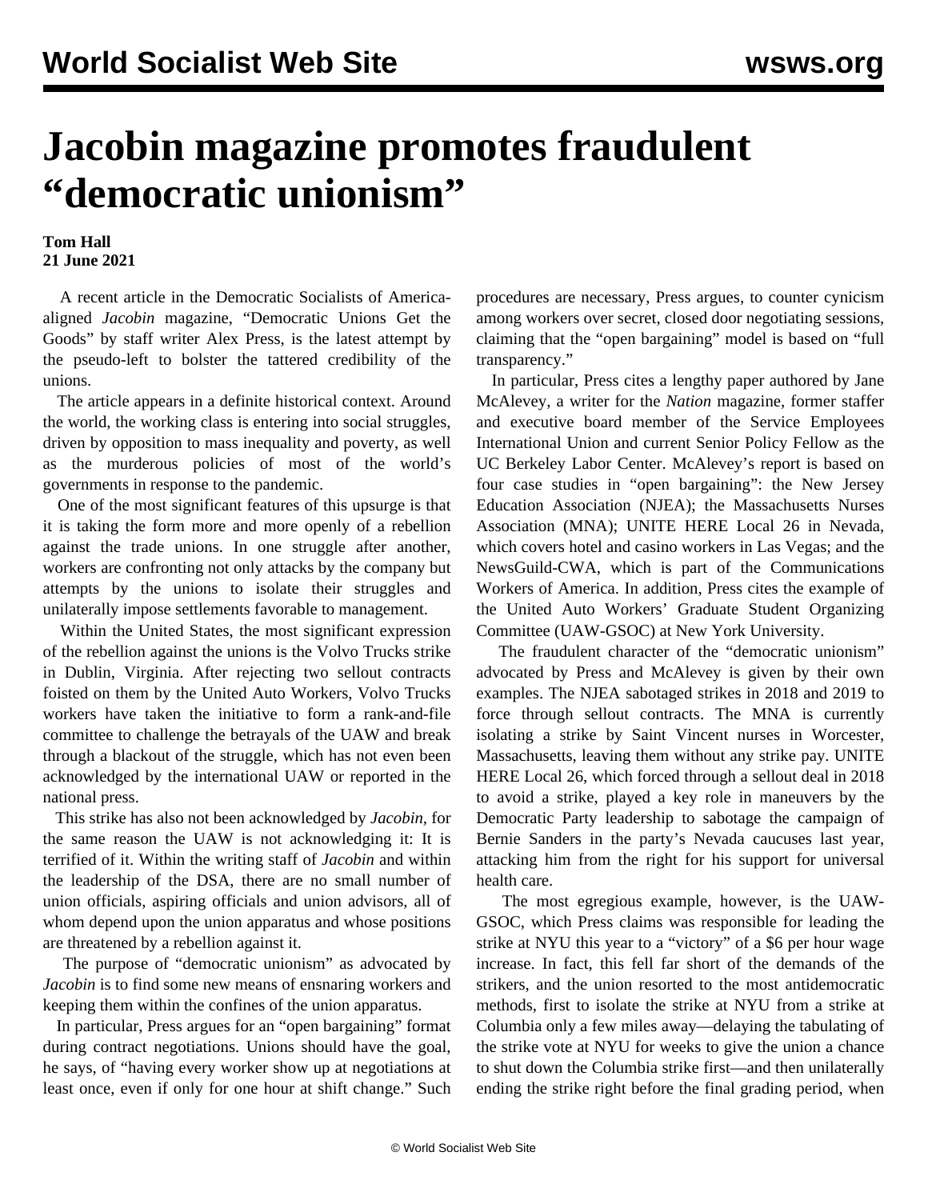# Jacobin magazine promotes fraudulent "democratic unionism"

**Tom Hall**
**21 June 2021**

A recent article in the Democratic Socialists of America-aligned *Jacobin* magazine, "Democratic Unions Get the Goods" by staff writer Alex Press, is the latest attempt by the pseudo-left to bolster the tattered credibility of the unions.

The article appears in a definite historical context. Around the world, the working class is entering into social struggles, driven by opposition to mass inequality and poverty, as well as the murderous policies of most of the world's governments in response to the pandemic.

One of the most significant features of this upsurge is that it is taking the form more and more openly of a rebellion against the trade unions. In one struggle after another, workers are confronting not only attacks by the company but attempts by the unions to isolate their struggles and unilaterally impose settlements favorable to management.

Within the United States, the most significant expression of the rebellion against the unions is the Volvo Trucks strike in Dublin, Virginia. After rejecting two sellout contracts foisted on them by the United Auto Workers, Volvo Trucks workers have taken the initiative to form a rank-and-file committee to challenge the betrayals of the UAW and break through a blackout of the struggle, which has not even been acknowledged by the international UAW or reported in the national press.

This strike has also not been acknowledged by *Jacobin,* for the same reason the UAW is not acknowledging it: It is terrified of it. Within the writing staff of *Jacobin* and within the leadership of the DSA, there are no small number of union officials, aspiring officials and union advisors, all of whom depend upon the union apparatus and whose positions are threatened by a rebellion against it.

The purpose of "democratic unionism" as advocated by *Jacobin* is to find some new means of ensnaring workers and keeping them within the confines of the union apparatus.

In particular, Press argues for an "open bargaining" format during contract negotiations. Unions should have the goal, he says, of "having every worker show up at negotiations at least once, even if only for one hour at shift change." Such procedures are necessary, Press argues, to counter cynicism among workers over secret, closed door negotiating sessions, claiming that the "open bargaining" model is based on "full transparency."

In particular, Press cites a lengthy paper authored by Jane McAlevey, a writer for the *Nation* magazine, former staffer and executive board member of the Service Employees International Union and current Senior Policy Fellow as the UC Berkeley Labor Center. McAlevey's report is based on four case studies in "open bargaining": the New Jersey Education Association (NJEA); the Massachusetts Nurses Association (MNA); UNITE HERE Local 26 in Nevada, which covers hotel and casino workers in Las Vegas; and the NewsGuild-CWA, which is part of the Communications Workers of America. In addition, Press cites the example of the United Auto Workers' Graduate Student Organizing Committee (UAW-GSOC) at New York University.

The fraudulent character of the "democratic unionism" advocated by Press and McAlevey is given by their own examples. The NJEA sabotaged strikes in 2018 and 2019 to force through sellout contracts. The MNA is currently isolating a strike by Saint Vincent nurses in Worcester, Massachusetts, leaving them without any strike pay. UNITE HERE Local 26, which forced through a sellout deal in 2018 to avoid a strike, played a key role in maneuvers by the Democratic Party leadership to sabotage the campaign of Bernie Sanders in the party's Nevada caucuses last year, attacking him from the right for his support for universal health care.

The most egregious example, however, is the UAW-GSOC, which Press claims was responsible for leading the strike at NYU this year to a "victory" of a $6 per hour wage increase. In fact, this fell far short of the demands of the strikers, and the union resorted to the most antidemocratic methods, first to isolate the strike at NYU from a strike at Columbia only a few miles away—delaying the tabulating of the strike vote at NYU for weeks to give the union a chance to shut down the Columbia strike first—and then unilaterally ending the strike right before the final grading period, when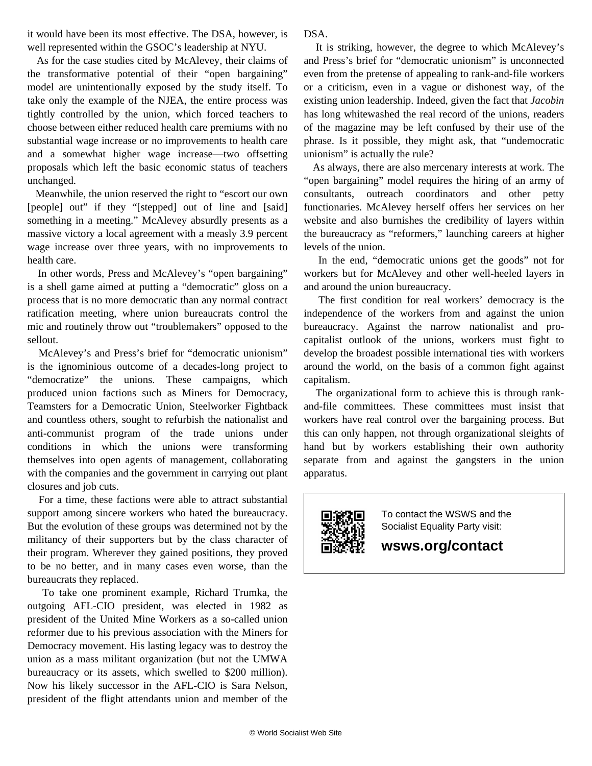it would have been its most effective. The DSA, however, is well represented within the GSOC's leadership at NYU.

As for the case studies cited by McAlevey, their claims of the transformative potential of their "open bargaining" model are unintentionally exposed by the study itself. To take only the example of the NJEA, the entire process was tightly controlled by the union, which forced teachers to choose between either reduced health care premiums with no substantial wage increase or no improvements to health care and a somewhat higher wage increase—two offsetting proposals which left the basic economic status of teachers unchanged.

Meanwhile, the union reserved the right to "escort our own [people] out" if they "[stepped] out of line and [said] something in a meeting." McAlevey absurdly presents as a massive victory a local agreement with a measly 3.9 percent wage increase over three years, with no improvements to health care.

In other words, Press and McAlevey's "open bargaining" is a shell game aimed at putting a "democratic" gloss on a process that is no more democratic than any normal contract ratification meeting, where union bureaucrats control the mic and routinely throw out "troublemakers" opposed to the sellout.

McAlevey's and Press's brief for "democratic unionism" is the ignominious outcome of a decades-long project to "democratize" the unions. These campaigns, which produced union factions such as Miners for Democracy, Teamsters for a Democratic Union, Steelworker Fightback and countless others, sought to refurbish the nationalist and anti-communist program of the trade unions under conditions in which the unions were transforming themselves into open agents of management, collaborating with the companies and the government in carrying out plant closures and job cuts.

For a time, these factions were able to attract substantial support among sincere workers who hated the bureaucracy. But the evolution of these groups was determined not by the militancy of their supporters but by the class character of their program. Wherever they gained positions, they proved to be no better, and in many cases even worse, than the bureaucrats they replaced.

To take one prominent example, Richard Trumka, the outgoing AFL-CIO president, was elected in 1982 as president of the United Mine Workers as a so-called union reformer due to his previous association with the Miners for Democracy movement. His lasting legacy was to destroy the union as a mass militant organization (but not the UMWA bureaucracy or its assets, which swelled to $200 million). Now his likely successor in the AFL-CIO is Sara Nelson, president of the flight attendants union and member of the DSA.

It is striking, however, the degree to which McAlevey's and Press's brief for "democratic unionism" is unconnected even from the pretense of appealing to rank-and-file workers or a criticism, even in a vague or dishonest way, of the existing union leadership. Indeed, given the fact that *Jacobin* has long whitewashed the real record of the unions, readers of the magazine may be left confused by their use of the phrase. Is it possible, they might ask, that "undemocratic unionism" is actually the rule?

As always, there are also mercenary interests at work. The "open bargaining" model requires the hiring of an army of consultants, outreach coordinators and other petty functionaries. McAlevey herself offers her services on her website and also burnishes the credibility of layers within the bureaucracy as "reformers," launching careers at higher levels of the union.

In the end, "democratic unions get the goods" not for workers but for McAlevey and other well-heeled layers in and around the union bureaucracy.

The first condition for real workers' democracy is the independence of the workers from and against the union bureaucracy. Against the narrow nationalist and pro-capitalist outlook of the unions, workers must fight to develop the broadest possible international ties with workers around the world, on the basis of a common fight against capitalism.

The organizational form to achieve this is through rank-and-file committees. These committees must insist that workers have real control over the bargaining process. But this can only happen, not through organizational sleights of hand but by workers establishing their own authority separate from and against the gangsters in the union apparatus.

To contact the WSWS and the Socialist Equality Party visit:

**wsws.org/contact**